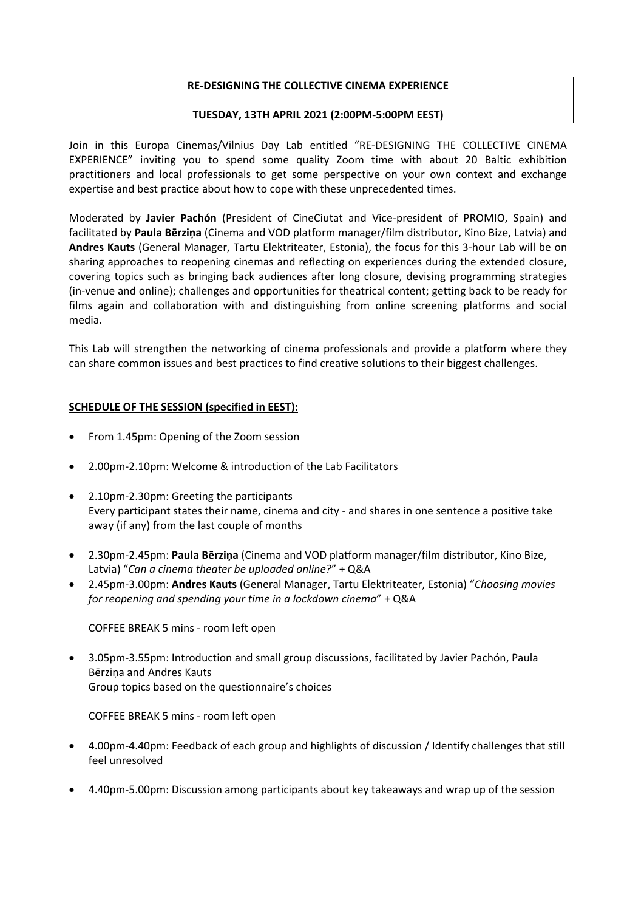**RE-DESIGNING THE COLLECTIVE CINEMA EXPERIENCE**

**TUESDAY, 13TH APRIL 2021 (2:00PM-5:00PM EEST)**

Join in this Europa Cinemas/Vilnius Day Lab entitled "RE-DESIGNING THE COLLECTIVE CINEMA EXPERIENCE" inviting you to spend some quality Zoom time with about 20 Baltic exhibition practitioners and local professionals to get some perspective on your own context and exchange expertise and best practice about how to cope with these unprecedented times.

Moderated by **Javier Pachón** (President of CineCiutat and Vice-president of PROMIO, Spain) and facilitated by **Paula Bērziņa** (Cinema and VOD platform manager/film distributor, Kino Bize, Latvia) and **Andres Kauts** (General Manager, Tartu Elektriteater, Estonia), the focus for this 3-hour Lab will be on sharing approaches to reopening cinemas and reflecting on experiences during the extended closure, covering topics such as bringing back audiences after long closure, devising programming strategies (in-venue and online); challenges and opportunities for theatrical content; getting back to be ready for films again and collaboration with and distinguishing from online screening platforms and social media.

This Lab will strengthen the networking of cinema professionals and provide a platform where they can share common issues and best practices to find creative solutions to their biggest challenges.

**SCHEDULE OF THE SESSION (specified in EEST):**

- From 1.45pm: Opening of the Zoom session
- 2.00pm-2.10pm: Welcome & introduction of the Lab Facilitators
- 2.10pm-2.30pm: Greeting the participants
  Every participant states their name, cinema and city - and shares in one sentence a positive take away (if any) from the last couple of months
- 2.30pm-2.45pm: **Paula Bērziņa** (Cinema and VOD platform manager/film distributor, Kino Bize, Latvia) "*Can a cinema theater be uploaded online?*" + Q&A
- 2.45pm-3.00pm: **Andres Kauts** (General Manager, Tartu Elektriteater, Estonia) "*Choosing movies for reopening and spending your time in a lockdown cinema*" + Q&A

  COFFEE BREAK 5 mins - room left open

- 3.05pm-3.55pm: Introduction and small group discussions, facilitated by Javier Pachón, Paula Bērziņa and Andres Kauts
  Group topics based on the questionnaire's choices

  COFFEE BREAK 5 mins - room left open

- 4.00pm-4.40pm: Feedback of each group and highlights of discussion / Identify challenges that still feel unresolved
- 4.40pm-5.00pm: Discussion among participants about key takeaways and wrap up of the session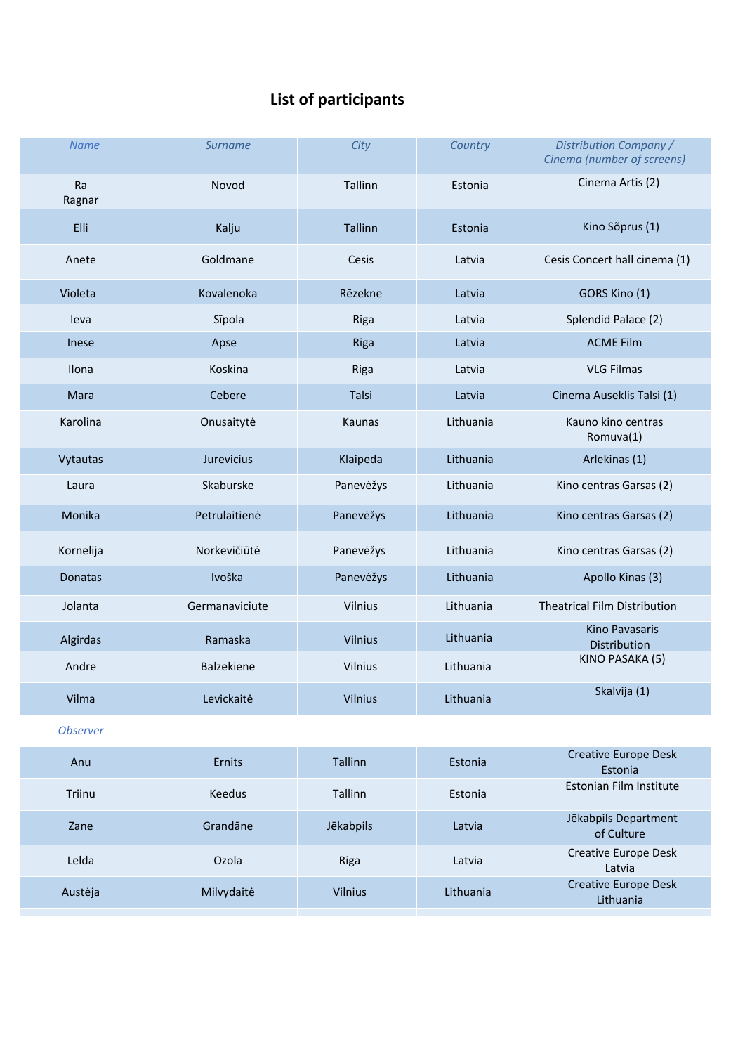## List of participants

| *Name* | *Surname* | *City* | *Country* | *Distribution Company / Cinema (number of screens)* |
|---|---|---|---|---|
| Ra Ragnar | Novod | Tallinn | Estonia | Cinema Artis (2) |
| Elli | Kalju | Tallinn | Estonia | Kino Sõprus (1) |
| Anete | Goldmane | Cesis | Latvia | Cesis Concert hall cinema (1) |
| Violeta | Kovalenoka | Rēzekne | Latvia | GORS Kino (1) |
| Ieva | Sīpola | Riga | Latvia | Splendid Palace (2) |
| Inese | Apse | Riga | Latvia | ACME Film |
| Ilona | Koskina | Riga | Latvia | VLG Filmas |
| Mara | Cebere | Talsi | Latvia | Cinema Auseklis Talsi (1) |
| Karolina | Onusaitytė | Kaunas | Lithuania | Kauno kino centras Romuva(1) |
| Vytautas | Jurevicius | Klaipeda | Lithuania | Arlekinas (1) |
| Laura | Skaburske | Panevėžys | Lithuania | Kino centras Garsas (2) |
| Monika | Petrulaitienė | Panevėžys | Lithuania | Kino centras Garsas (2) |
| Kornelija | Norkevičiūtė | Panevėžys | Lithuania | Kino centras Garsas (2) |
| Donatas | Ivoška | Panevėžys | Lithuania | Apollo Kinas (3) |
| Jolanta | Germanaviciute | Vilnius | Lithuania | Theatrical Film Distribution |
| Algirdas | Ramaska | Vilnius | Lithuania | Kino Pavasaris Distribution |
| Andre | Balzekiene | Vilnius | Lithuania | KINO PASAKA (5) |
| Vilma | Levickaitė | Vilnius | Lithuania | Skalvija (1) |
| *Observer* | | | | |
| Anu | Ernits | Tallinn | Estonia | Creative Europe Desk Estonia |
| Triinu | Keedus | Tallinn | Estonia | Estonian Film Institute |
| Zane | Grandāne | Jēkabpils | Latvia | Jēkabpils Department of Culture |
| Lelda | Ozola | Riga | Latvia | Creative Europe Desk Latvia |
| Austėja | Milvydaitė | Vilnius | Lithuania | Creative Europe Desk Lithuania |